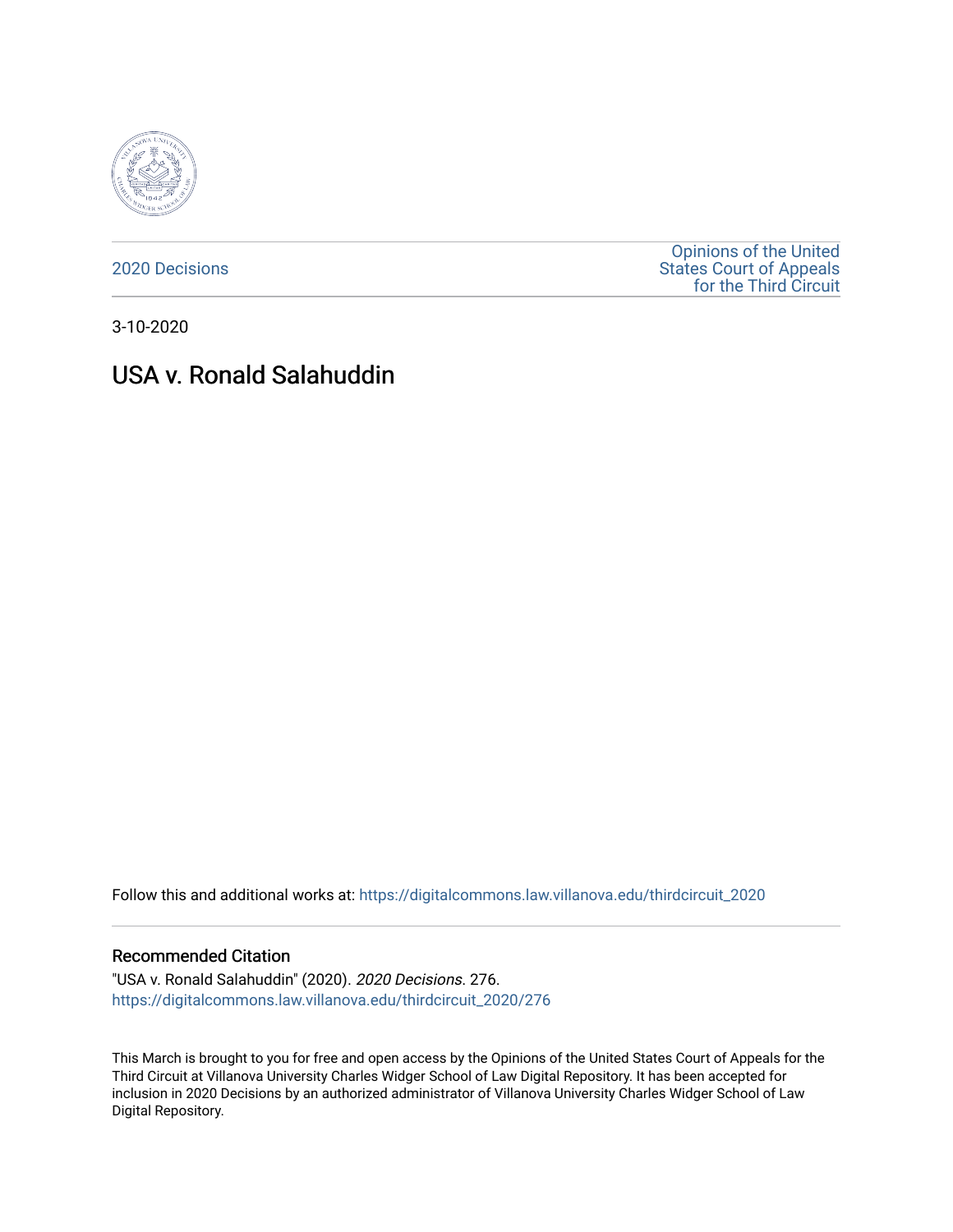2020 Decisions

Opinions of the United States Court of Appeals for the Third Circuit

3-10-2020

# USA v. Ronald Salahuddin

Follow this and additional works at: https://digitalcommons.law.villanova.edu/thirdcircuit_2020

## Recommended Citation

"USA v. Ronald Salahuddin" (2020). *2020 Decisions*. 276.
https://digitalcommons.law.villanova.edu/thirdcircuit_2020/276

This March is brought to you for free and open access by the Opinions of the United States Court of Appeals for the Third Circuit at Villanova University Charles Widger School of Law Digital Repository. It has been accepted for inclusion in 2020 Decisions by an authorized administrator of Villanova University Charles Widger School of Law Digital Repository.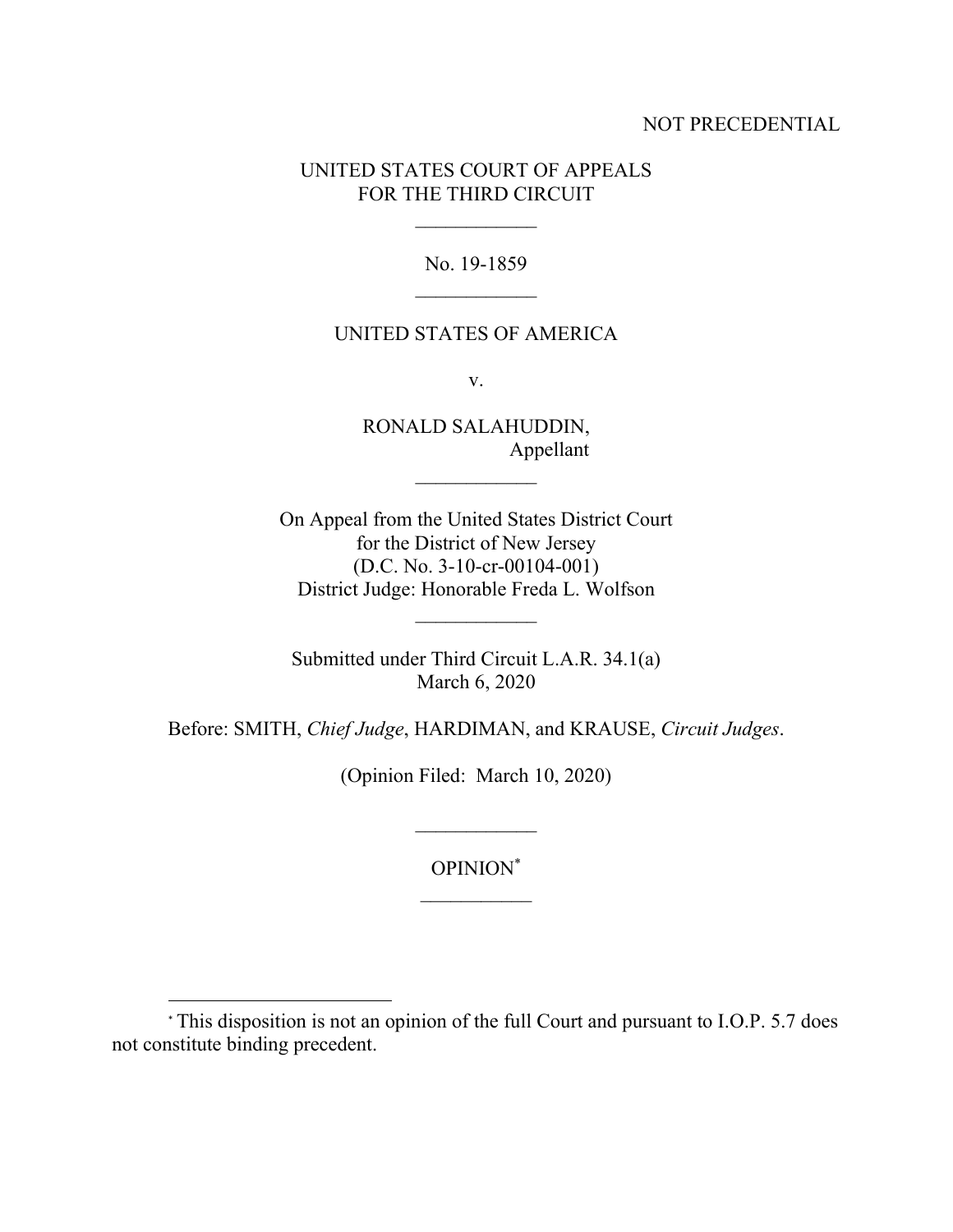NOT PRECEDENTIAL

UNITED STATES COURT OF APPEALS
FOR THE THIRD CIRCUIT

____________

No. 19-1859

____________

UNITED STATES OF AMERICA

v.

RONALD SALAHUDDIN,
Appellant

____________

On Appeal from the United States District Court
for the District of New Jersey
(D.C. No. 3-10-cr-00104-001)
District Judge: Honorable Freda L. Wolfson

____________

Submitted under Third Circuit L.A.R. 34.1(a)
March 6, 2020

Before: SMITH, *Chief Judge*, HARDIMAN, and KRAUSE, *Circuit Judges*.

(Opinion Filed: March 10, 2020)

____________

OPINION[*]

___________

[*] This disposition is not an opinion of the full Court and pursuant to I.O.P. 5.7 does not constitute binding precedent.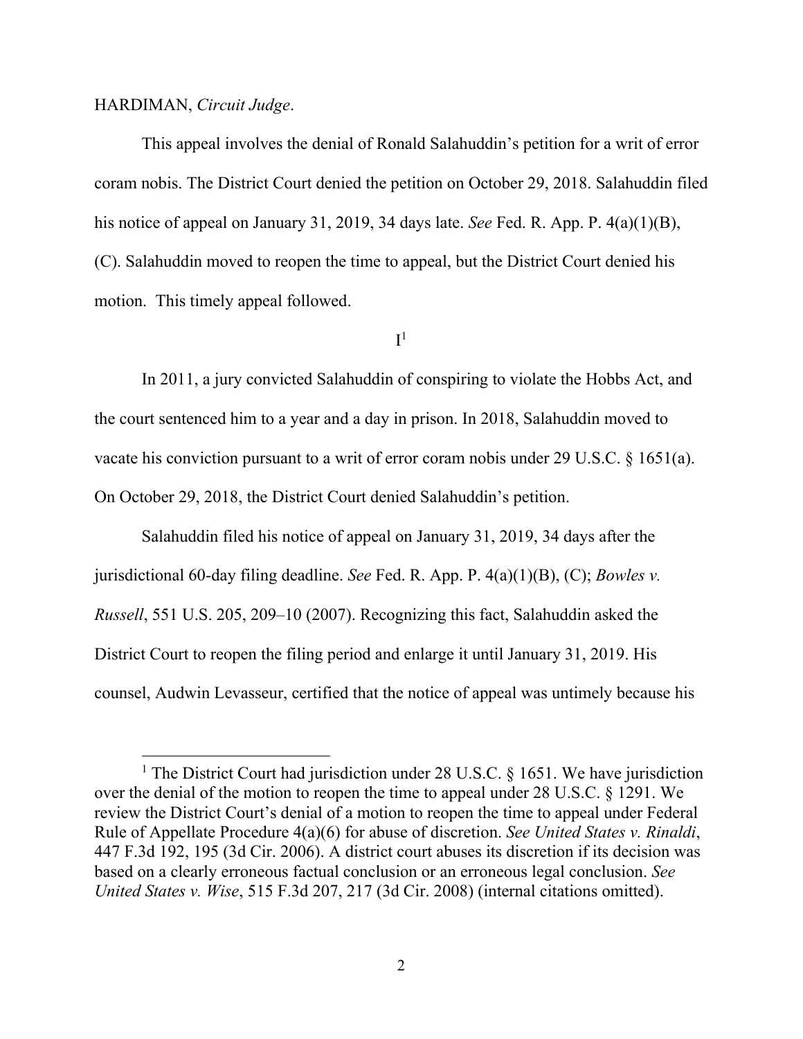HARDIMAN, *Circuit Judge*.

This appeal involves the denial of Ronald Salahuddin's petition for a writ of error coram nobis. The District Court denied the petition on October 29, 2018. Salahuddin filed his notice of appeal on January 31, 2019, 34 days late. *See* Fed. R. App. P. 4(a)(1)(B), (C). Salahuddin moved to reopen the time to appeal, but the District Court denied his motion. This timely appeal followed.

I[1]

In 2011, a jury convicted Salahuddin of conspiring to violate the Hobbs Act, and the court sentenced him to a year and a day in prison. In 2018, Salahuddin moved to vacate his conviction pursuant to a writ of error coram nobis under 29 U.S.C. § 1651(a). On October 29, 2018, the District Court denied Salahuddin's petition.

Salahuddin filed his notice of appeal on January 31, 2019, 34 days after the jurisdictional 60-day filing deadline. *See* Fed. R. App. P. 4(a)(1)(B), (C); *Bowles v. Russell*, 551 U.S. 205, 209–10 (2007). Recognizing this fact, Salahuddin asked the District Court to reopen the filing period and enlarge it until January 31, 2019. His counsel, Audwin Levasseur, certified that the notice of appeal was untimely because his

[1] The District Court had jurisdiction under 28 U.S.C. § 1651. We have jurisdiction over the denial of the motion to reopen the time to appeal under 28 U.S.C. § 1291. We review the District Court's denial of a motion to reopen the time to appeal under Federal Rule of Appellate Procedure 4(a)(6) for abuse of discretion. *See United States v. Rinaldi*, 447 F.3d 192, 195 (3d Cir. 2006). A district court abuses its discretion if its decision was based on a clearly erroneous factual conclusion or an erroneous legal conclusion. *See United States v. Wise*, 515 F.3d 207, 217 (3d Cir. 2008) (internal citations omitted).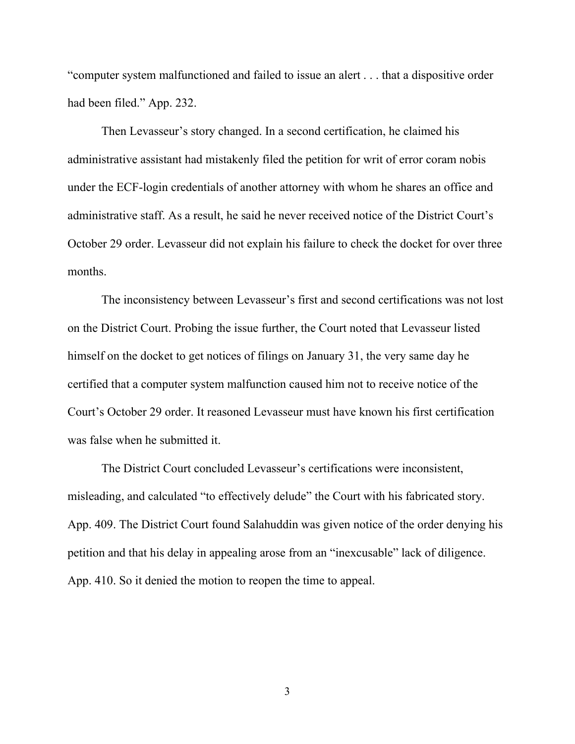"computer system malfunctioned and failed to issue an alert . . . that a dispositive order had been filed." App. 232.

Then Levasseur's story changed. In a second certification, he claimed his administrative assistant had mistakenly filed the petition for writ of error coram nobis under the ECF-login credentials of another attorney with whom he shares an office and administrative staff. As a result, he said he never received notice of the District Court's October 29 order. Levasseur did not explain his failure to check the docket for over three months.

The inconsistency between Levasseur's first and second certifications was not lost on the District Court. Probing the issue further, the Court noted that Levasseur listed himself on the docket to get notices of filings on January 31, the very same day he certified that a computer system malfunction caused him not to receive notice of the Court's October 29 order. It reasoned Levasseur must have known his first certification was false when he submitted it.

The District Court concluded Levasseur's certifications were inconsistent, misleading, and calculated "to effectively delude" the Court with his fabricated story. App. 409. The District Court found Salahuddin was given notice of the order denying his petition and that his delay in appealing arose from an "inexcusable" lack of diligence. App. 410. So it denied the motion to reopen the time to appeal.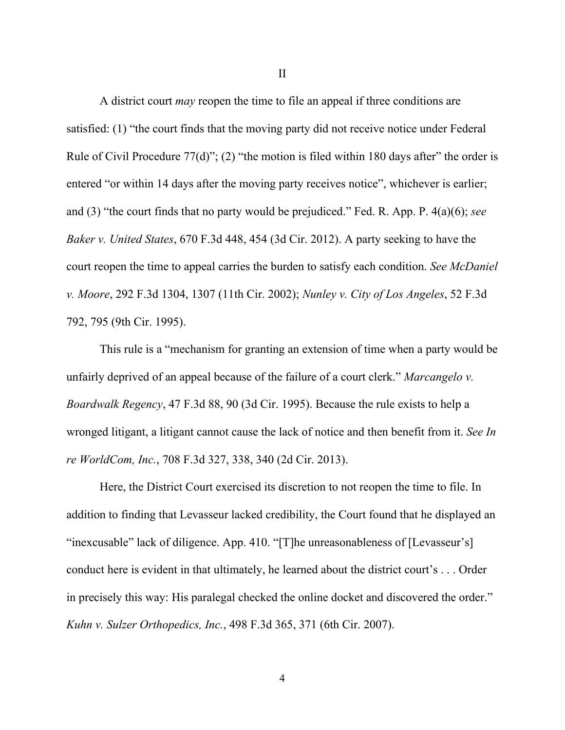## II

A district court *may* reopen the time to file an appeal if three conditions are satisfied: (1) "the court finds that the moving party did not receive notice under Federal Rule of Civil Procedure 77(d)"; (2) "the motion is filed within 180 days after" the order is entered "or within 14 days after the moving party receives notice", whichever is earlier; and (3) "the court finds that no party would be prejudiced." Fed. R. App. P. 4(a)(6); *see Baker v. United States*, 670 F.3d 448, 454 (3d Cir. 2012). A party seeking to have the court reopen the time to appeal carries the burden to satisfy each condition. *See McDaniel v. Moore*, 292 F.3d 1304, 1307 (11th Cir. 2002); *Nunley v. City of Los Angeles*, 52 F.3d 792, 795 (9th Cir. 1995).

This rule is a "mechanism for granting an extension of time when a party would be unfairly deprived of an appeal because of the failure of a court clerk." *Marcangelo v. Boardwalk Regency*, 47 F.3d 88, 90 (3d Cir. 1995). Because the rule exists to help a wronged litigant, a litigant cannot cause the lack of notice and then benefit from it. *See In re WorldCom, Inc.*, 708 F.3d 327, 338, 340 (2d Cir. 2013).

Here, the District Court exercised its discretion to not reopen the time to file. In addition to finding that Levasseur lacked credibility, the Court found that he displayed an "inexcusable" lack of diligence. App. 410. "[T]he unreasonableness of [Levasseur's] conduct here is evident in that ultimately, he learned about the district court's . . . Order in precisely this way: His paralegal checked the online docket and discovered the order." *Kuhn v. Sulzer Orthopedics, Inc.*, 498 F.3d 365, 371 (6th Cir. 2007).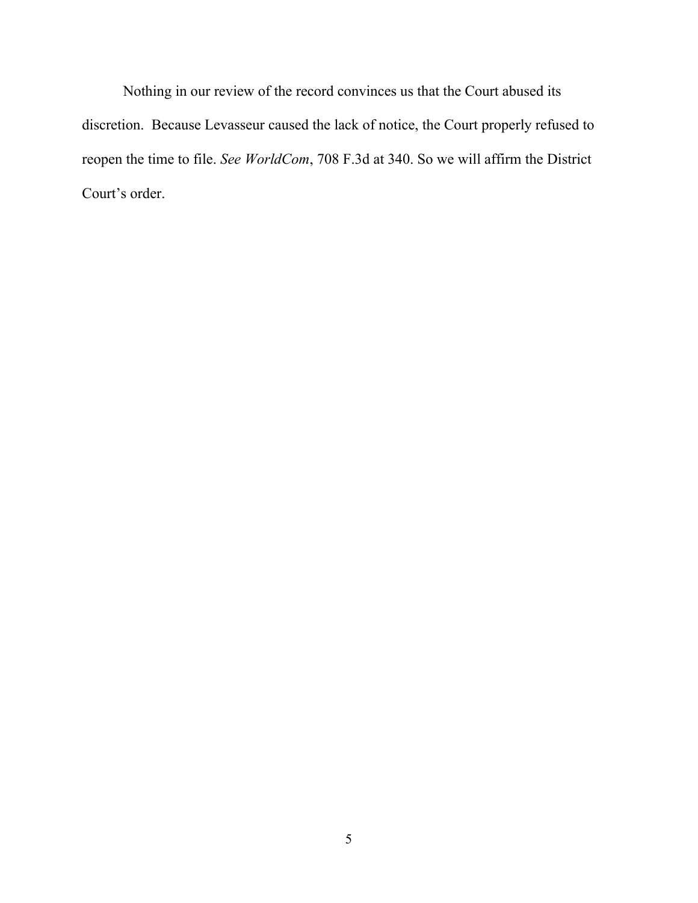Nothing in our review of the record convinces us that the Court abused its discretion. Because Levasseur caused the lack of notice, the Court properly refused to reopen the time to file. *See WorldCom*, 708 F.3d at 340. So we will affirm the District Court's order.